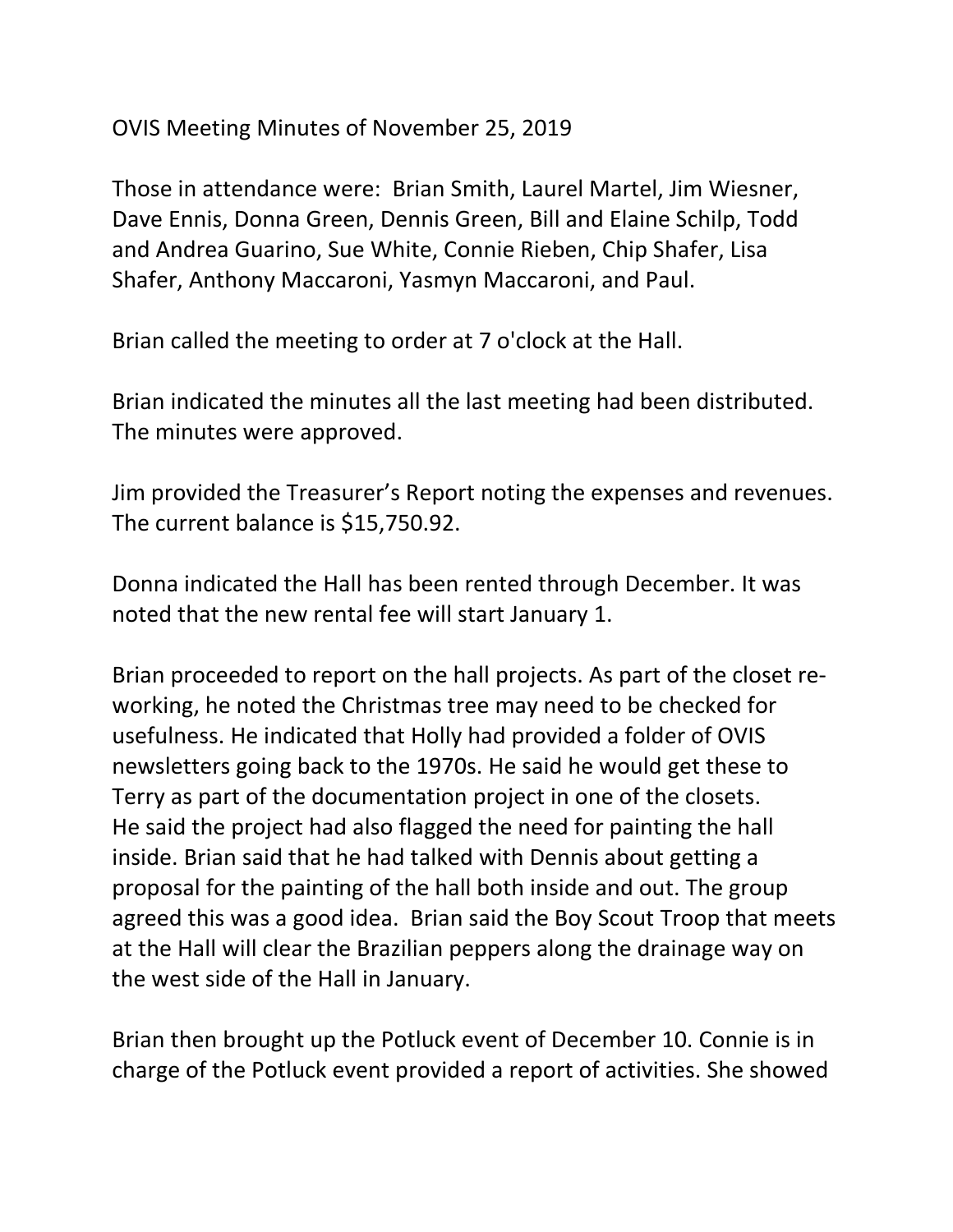OVIS Meeting Minutes of November 25, 2019

Those in attendance were: Brian Smith, Laurel Martel, Jim Wiesner, Dave Ennis, Donna Green, Dennis Green, Bill and Elaine Schilp, Todd and Andrea Guarino, Sue White, Connie Rieben, Chip Shafer, Lisa Shafer, Anthony Maccaroni, Yasmyn Maccaroni, and Paul.

Brian called the meeting to order at 7 o'clock at the Hall.

Brian indicated the minutes all the last meeting had been distributed. The minutes were approved.

Jim provided the Treasurer's Report noting the expenses and revenues. The current balance is $15,750.92.

Donna indicated the Hall has been rented through December. It was noted that the new rental fee will start January 1.

Brian proceeded to report on the hall projects. As part of the closet re-working, he noted the Christmas tree may need to be checked for usefulness. He indicated that Holly had provided a folder of OVIS newsletters going back to the 1970s. He said he would get these to Terry as part of the documentation project in one of the closets. He said the project had also flagged the need for painting the hall inside. Brian said that he had talked with Dennis about getting a proposal for the painting of the hall both inside and out. The group agreed this was a good idea. Brian said the Boy Scout Troop that meets at the Hall will clear the Brazilian peppers along the drainage way on the west side of the Hall in January.

Brian then brought up the Potluck event of December 10. Connie is in charge of the Potluck event provided a report of activities. She showed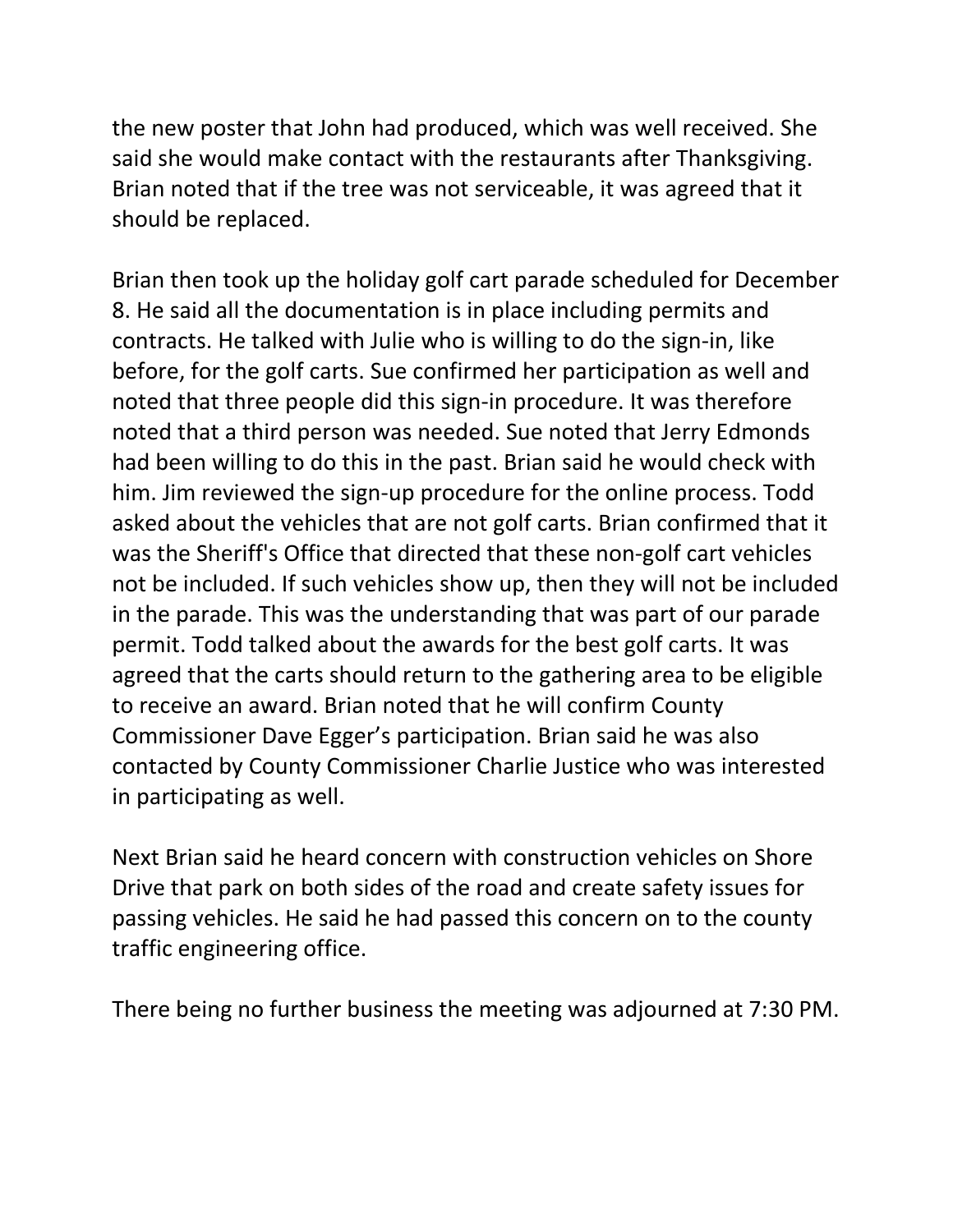the new poster that John had produced, which was well received. She said she would make contact with the restaurants after Thanksgiving. Brian noted that if the tree was not serviceable, it was agreed that it should be replaced.

Brian then took up the holiday golf cart parade scheduled for December 8. He said all the documentation is in place including permits and contracts. He talked with Julie who is willing to do the sign-in, like before, for the golf carts. Sue confirmed her participation as well and noted that three people did this sign-in procedure. It was therefore noted that a third person was needed. Sue noted that Jerry Edmonds had been willing to do this in the past. Brian said he would check with him. Jim reviewed the sign-up procedure for the online process. Todd asked about the vehicles that are not golf carts. Brian confirmed that it was the Sheriff's Office that directed that these non-golf cart vehicles not be included. If such vehicles show up, then they will not be included in the parade. This was the understanding that was part of our parade permit. Todd talked about the awards for the best golf carts. It was agreed that the carts should return to the gathering area to be eligible to receive an award. Brian noted that he will confirm County Commissioner Dave Egger's participation. Brian said he was also contacted by County Commissioner Charlie Justice who was interested in participating as well.

Next Brian said he heard concern with construction vehicles on Shore Drive that park on both sides of the road and create safety issues for passing vehicles. He said he had passed this concern on to the county traffic engineering office.

There being no further business the meeting was adjourned at 7:30 PM.